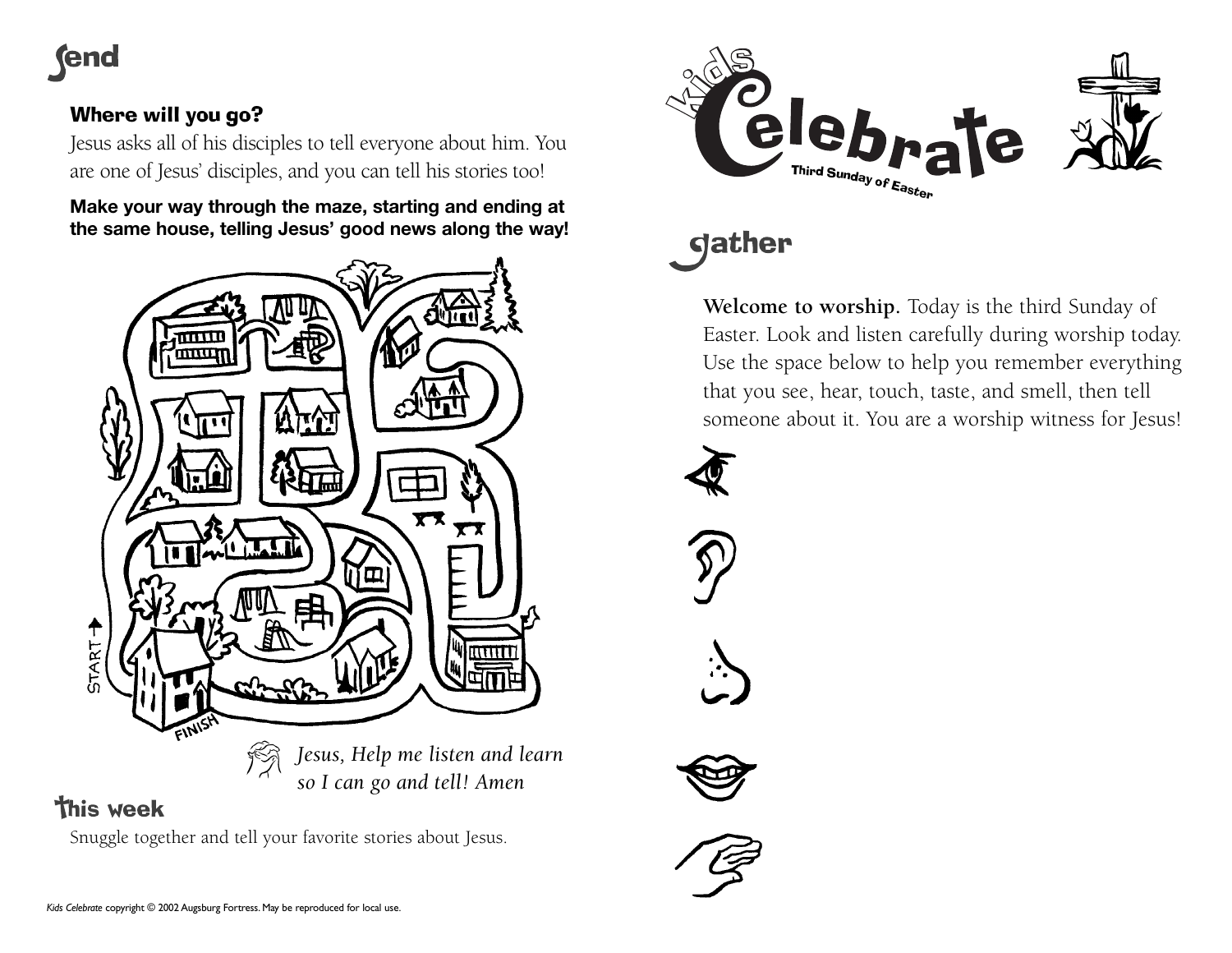# send

### Where will you go?

Jesus asks all of his disciples to tell everyone about him. You are one of Jesus' disciples, and you can tell his stories too!

**Make your way through the maze, starting and ending at the same house, telling Jesus' good news along the way!**

START

FINISH

*Jesus, Help me listen and learn so I can go and tell! Amen*

## This week

Snuggle together and tell your favorite stories about Jesus.

*Kids Celebrate* copyright © 2002 Augsburg Fortress. May be reproduced for local use.

# Kids Celebrate

Third Sunday of Easter

# gather

**Welcome to worship.** Today is the third Sunday of Easter. Look and listen carefully during worship today. Use the space below to help you remember everything that you see, hear, touch, taste, and smell, then tell someone about it. You are a worship witness for Jesus!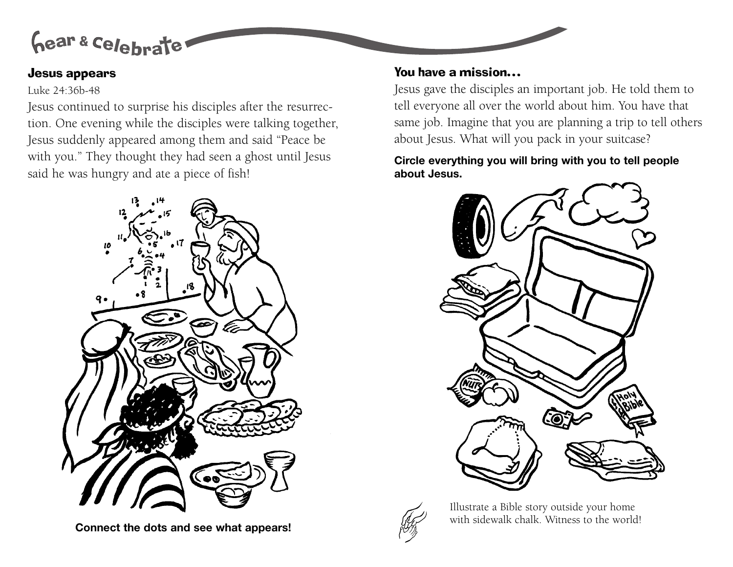## hear & celebrate

### Jesus appears

Luke 24:36b-48

Jesus continued to surprise his disciples after the resurrection. One evening while the disciples were talking together, Jesus suddenly appeared among them and said “Peace be with you.” They thought they had seen a ghost until Jesus said he was hungry and ate a piece of fish!

**Connect the dots and see what appears!**

### You have a mission…

Jesus gave the disciples an important job. He told them to tell everyone all over the world about him. You have that same job. Imagine that you are planning a trip to tell others about Jesus. What will you pack in your suitcase?

**Circle everything you will bring with you to tell people about Jesus.**

Illustrate a Bible story outside your home with sidewalk chalk. Witness to the world!